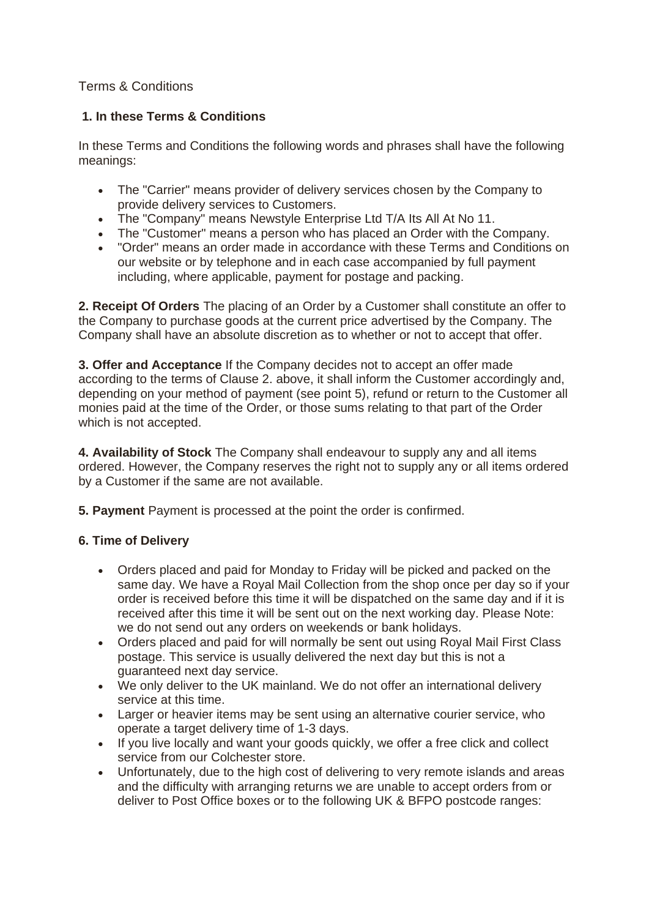Terms & Conditions

**1. In these Terms & Conditions**

In these Terms and Conditions the following words and phrases shall have the following meanings:

- The "Carrier" means provider of delivery services chosen by the Company to provide delivery services to Customers.
- The "Company" means Newstyle Enterprise Ltd T/A Its All At No 11.
- The "Customer" means a person who has placed an Order with the Company.
- "Order" means an order made in accordance with these Terms and Conditions on our website or by telephone and in each case accompanied by full payment including, where applicable, payment for postage and packing.

**2. Receipt Of Orders** The placing of an Order by a Customer shall constitute an offer to the Company to purchase goods at the current price advertised by the Company. The Company shall have an absolute discretion as to whether or not to accept that offer.

**3. Offer and Acceptance** If the Company decides not to accept an offer made according to the terms of Clause 2. above, it shall inform the Customer accordingly and, depending on your method of payment (see point 5), refund or return to the Customer all monies paid at the time of the Order, or those sums relating to that part of the Order which is not accepted.

**4. Availability of Stock** The Company shall endeavour to supply any and all items ordered. However, the Company reserves the right not to supply any or all items ordered by a Customer if the same are not available.

**5. Payment** Payment is processed at the point the order is confirmed.

**6. Time of Delivery**

- Orders placed and paid for Monday to Friday will be picked and packed on the same day. We have a Royal Mail Collection from the shop once per day so if your order is received before this time it will be dispatched on the same day and if it is received after this time it will be sent out on the next working day. Please Note: we do not send out any orders on weekends or bank holidays.
- Orders placed and paid for will normally be sent out using Royal Mail First Class postage. This service is usually delivered the next day but this is not a guaranteed next day service.
- We only deliver to the UK mainland. We do not offer an international delivery service at this time.
- Larger or heavier items may be sent using an alternative courier service, who operate a target delivery time of 1-3 days.
- If you live locally and want your goods quickly, we offer a free click and collect service from our Colchester store.
- Unfortunately, due to the high cost of delivering to very remote islands and areas and the difficulty with arranging returns we are unable to accept orders from or deliver to Post Office boxes or to the following UK & BFPO postcode ranges: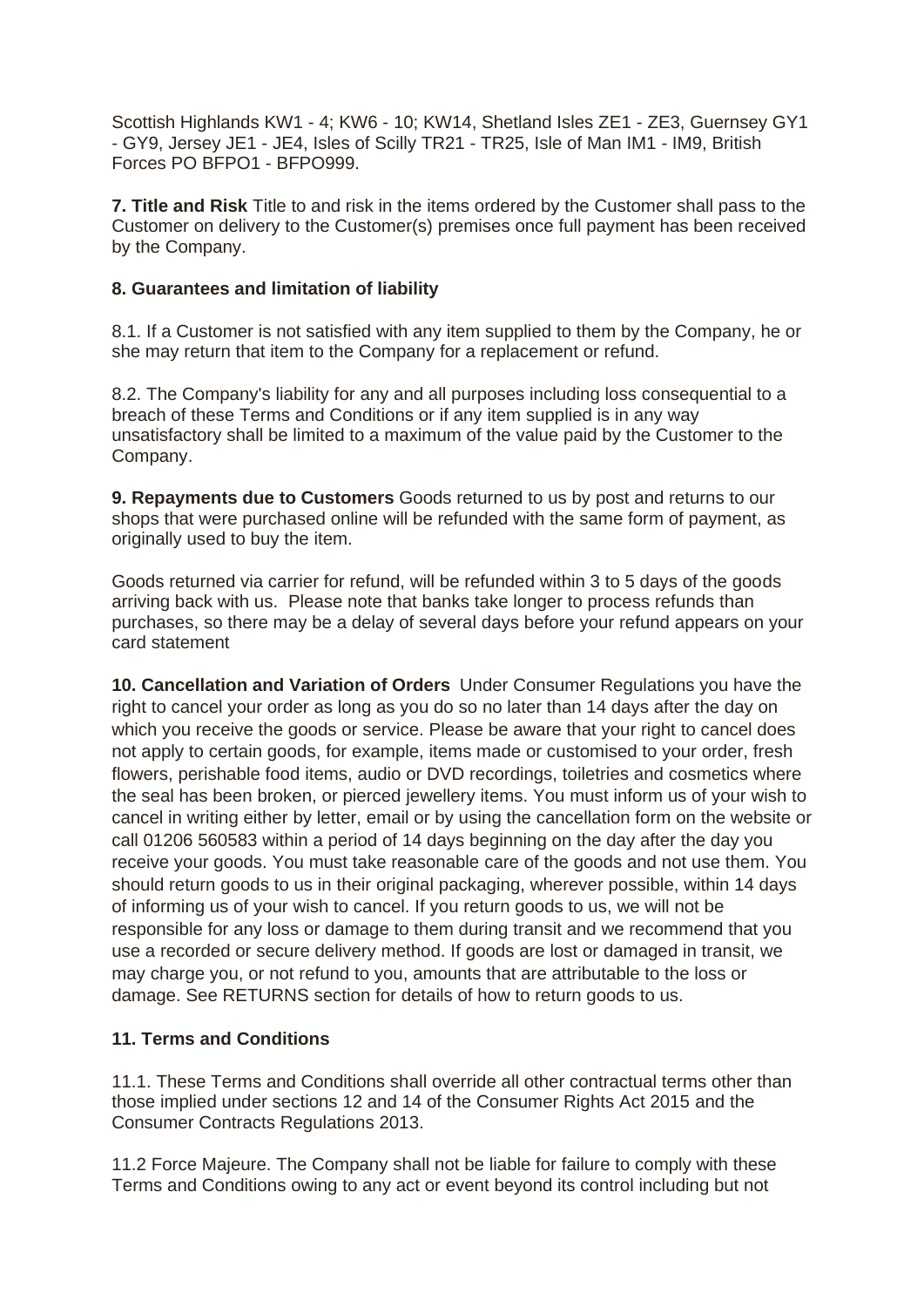Scottish Highlands KW1 - 4; KW6 - 10; KW14, Shetland Isles ZE1 - ZE3, Guernsey GY1 - GY9, Jersey JE1 - JE4, Isles of Scilly TR21 - TR25, Isle of Man IM1 - IM9, British Forces PO BFPO1 - BFPO999.

**7. Title and Risk** Title to and risk in the items ordered by the Customer shall pass to the Customer on delivery to the Customer(s) premises once full payment has been received by the Company.

**8. Guarantees and limitation of liability**

8.1. If a Customer is not satisfied with any item supplied to them by the Company, he or she may return that item to the Company for a replacement or refund.

8.2. The Company's liability for any and all purposes including loss consequential to a breach of these Terms and Conditions or if any item supplied is in any way unsatisfactory shall be limited to a maximum of the value paid by the Customer to the Company.

**9. Repayments due to Customers** Goods returned to us by post and returns to our shops that were purchased online will be refunded with the same form of payment, as originally used to buy the item.

Goods returned via carrier for refund, will be refunded within 3 to 5 days of the goods arriving back with us. Please note that banks take longer to process refunds than purchases, so there may be a delay of several days before your refund appears on your card statement

**10. Cancellation and Variation of Orders** Under Consumer Regulations you have the right to cancel your order as long as you do so no later than 14 days after the day on which you receive the goods or service. Please be aware that your right to cancel does not apply to certain goods, for example, items made or customised to your order, fresh flowers, perishable food items, audio or DVD recordings, toiletries and cosmetics where the seal has been broken, or pierced jewellery items. You must inform us of your wish to cancel in writing either by letter, email or by using the cancellation form on the website or call 01206 560583 within a period of 14 days beginning on the day after the day you receive your goods. You must take reasonable care of the goods and not use them. You should return goods to us in their original packaging, wherever possible, within 14 days of informing us of your wish to cancel. If you return goods to us, we will not be responsible for any loss or damage to them during transit and we recommend that you use a recorded or secure delivery method. If goods are lost or damaged in transit, we may charge you, or not refund to you, amounts that are attributable to the loss or damage. See RETURNS section for details of how to return goods to us.

**11. Terms and Conditions**

11.1. These Terms and Conditions shall override all other contractual terms other than those implied under sections 12 and 14 of the Consumer Rights Act 2015 and the Consumer Contracts Regulations 2013.

11.2 Force Majeure. The Company shall not be liable for failure to comply with these Terms and Conditions owing to any act or event beyond its control including but not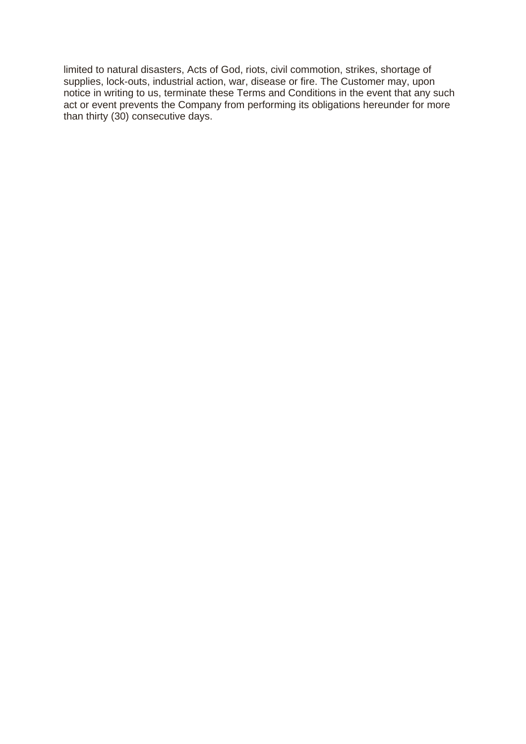limited to natural disasters, Acts of God, riots, civil commotion, strikes, shortage of supplies, lock-outs, industrial action, war, disease or fire. The Customer may, upon notice in writing to us, terminate these Terms and Conditions in the event that any such act or event prevents the Company from performing its obligations hereunder for more than thirty (30) consecutive days.